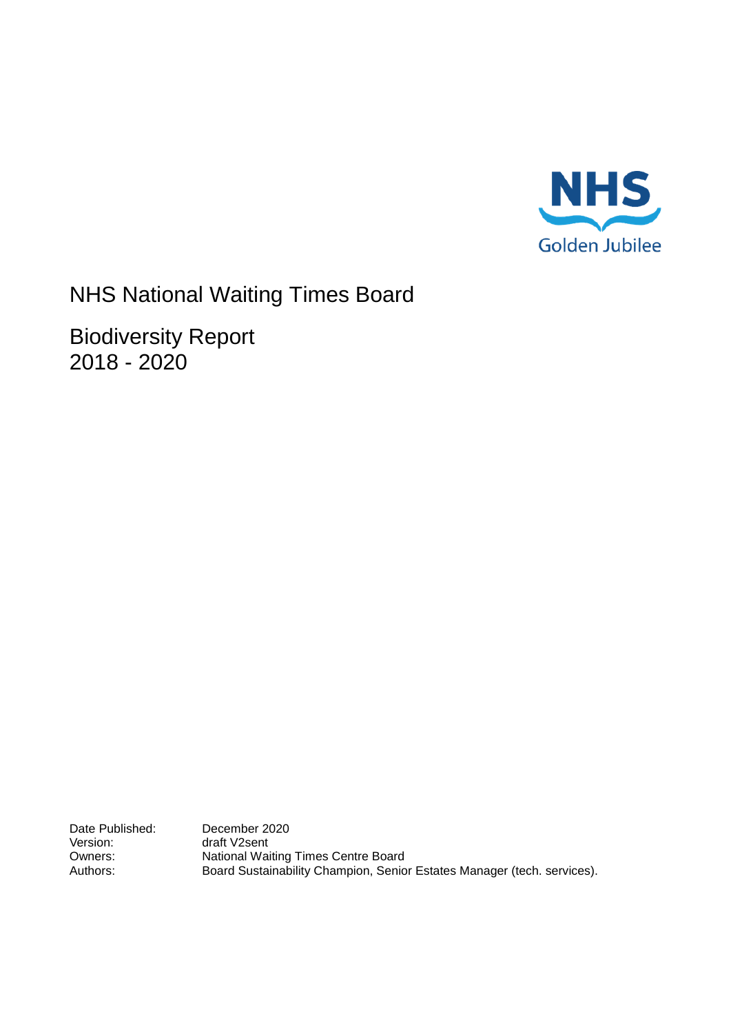NHS
Golden Jubilee

# NHS National Waiting Times Board

## Biodiversity Report 2018 - 2020

| | |
|---|---|
| Date Published: | December 2020 |
| Version: | draft V2sent |
| Owners: | National Waiting Times Centre Board |
| Authors: | Board Sustainability Champion, Senior Estates Manager (tech. services). |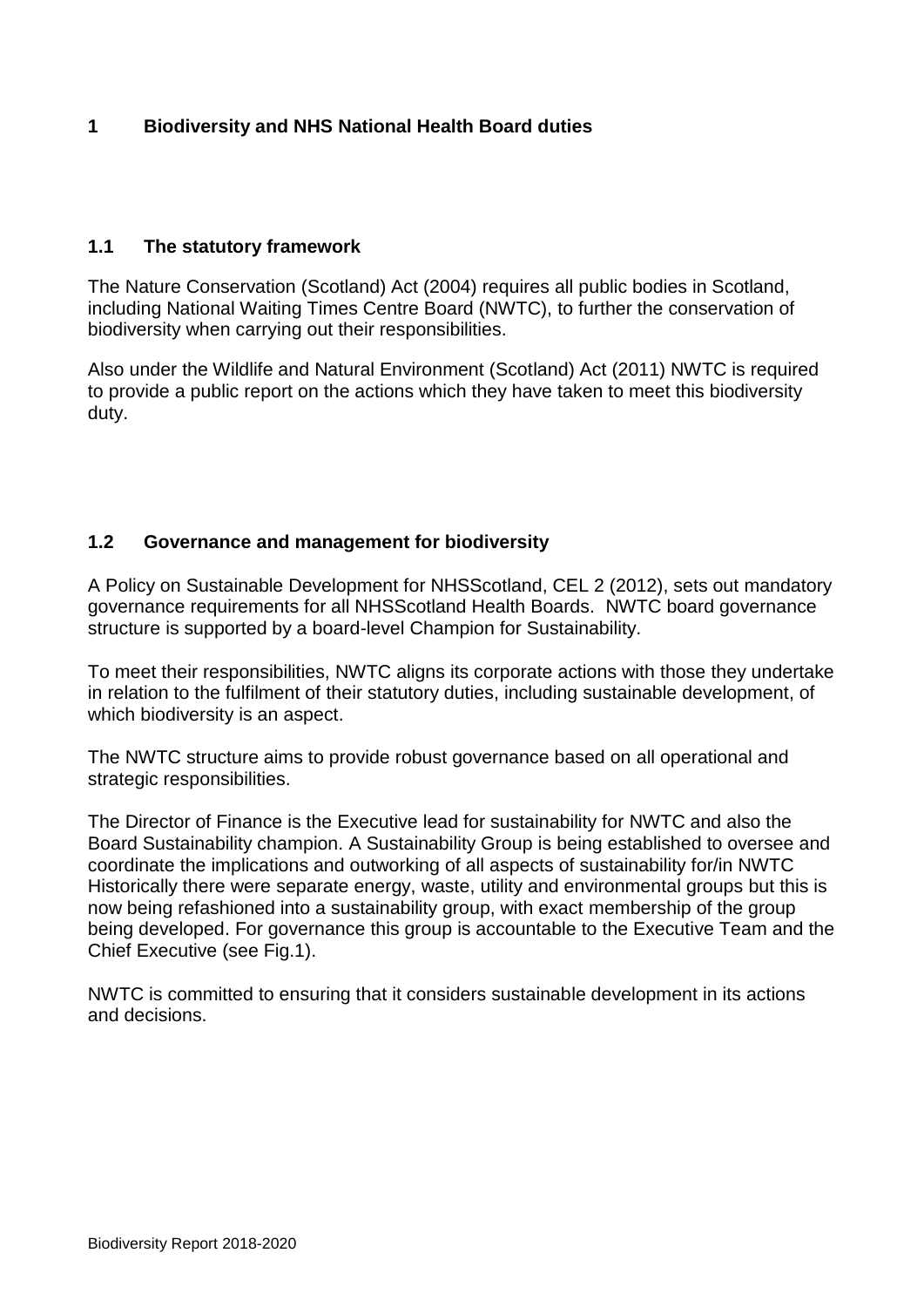# 1 Biodiversity and NHS National Health Board duties

## 1.1 The statutory framework

The Nature Conservation (Scotland) Act (2004) requires all public bodies in Scotland, including National Waiting Times Centre Board (NWTC), to further the conservation of biodiversity when carrying out their responsibilities.

Also under the Wildlife and Natural Environment (Scotland) Act (2011) NWTC is required to provide a public report on the actions which they have taken to meet this biodiversity duty.

## 1.2 Governance and management for biodiversity

A Policy on Sustainable Development for NHSScotland, CEL 2 (2012), sets out mandatory governance requirements for all NHSScotland Health Boards. NWTC board governance structure is supported by a board-level Champion for Sustainability.

To meet their responsibilities, NWTC aligns its corporate actions with those they undertake in relation to the fulfilment of their statutory duties, including sustainable development, of which biodiversity is an aspect.

The NWTC structure aims to provide robust governance based on all operational and strategic responsibilities.

The Director of Finance is the Executive lead for sustainability for NWTC and also the Board Sustainability champion. A Sustainability Group is being established to oversee and coordinate the implications and outworking of all aspects of sustainability for/in NWTC Historically there were separate energy, waste, utility and environmental groups but this is now being refashioned into a sustainability group, with exact membership of the group being developed. For governance this group is accountable to the Executive Team and the Chief Executive (see Fig.1).

NWTC is committed to ensuring that it considers sustainable development in its actions and decisions.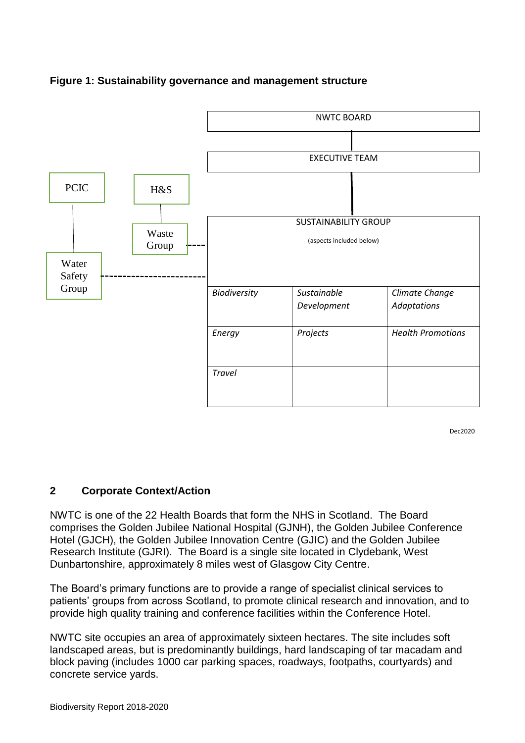**Figure 1: Sustainability governance and management structure**

NWTC BOARD

EXECUTIVE TEAM

PCIC

H&S

Waste Group

Water Safety Group

SUSTAINABILITY GROUP

(aspects included below)

| | | |
|---|---|---|
| *Biodiversity* | *Sustainable Development* | *Climate Change Adaptations* |
| *Energy* | *Projects* | *Health Promotions* |
| *Travel* | | |

Dec2020

## 2 Corporate Context/Action

NWTC is one of the 22 Health Boards that form the NHS in Scotland. The Board comprises the Golden Jubilee National Hospital (GJNH), the Golden Jubilee Conference Hotel (GJCH), the Golden Jubilee Innovation Centre (GJIC) and the Golden Jubilee Research Institute (GJRI). The Board is a single site located in Clydebank, West Dunbartonshire, approximately 8 miles west of Glasgow City Centre.

The Board's primary functions are to provide a range of specialist clinical services to patients' groups from across Scotland, to promote clinical research and innovation, and to provide high quality training and conference facilities within the Conference Hotel.

NWTC site occupies an area of approximately sixteen hectares. The site includes soft landscaped areas, but is predominantly buildings, hard landscaping of tar macadam and block paving (includes 1000 car parking spaces, roadways, footpaths, courtyards) and concrete service yards.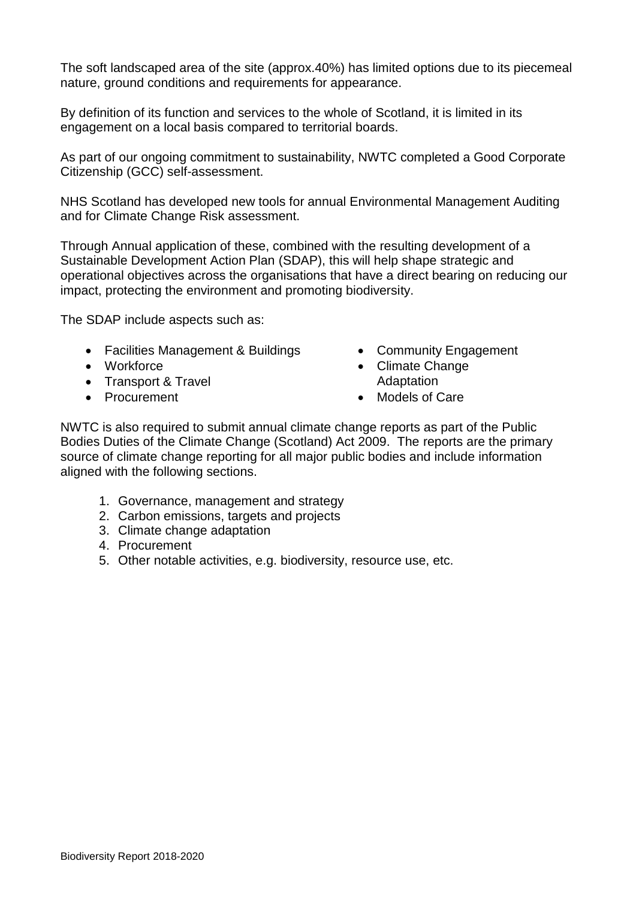The soft landscaped area of the site (approx.40%) has limited options due to its piecemeal nature, ground conditions and requirements for appearance.

By definition of its function and services to the whole of Scotland, it is limited in its engagement on a local basis compared to territorial boards.

As part of our ongoing commitment to sustainability, NWTC completed a Good Corporate Citizenship (GCC) self-assessment.

NHS Scotland has developed new tools for annual Environmental Management Auditing and for Climate Change Risk assessment.

Through Annual application of these, combined with the resulting development of a Sustainable Development Action Plan (SDAP), this will help shape strategic and operational objectives across the organisations that have a direct bearing on reducing our impact, protecting the environment and promoting biodiversity.

The SDAP include aspects such as:

- Facilities Management & Buildings
- Workforce
- Transport & Travel
- Procurement
- Community Engagement
- Climate Change Adaptation
- Models of Care

NWTC is also required to submit annual climate change reports as part of the Public Bodies Duties of the Climate Change (Scotland) Act 2009. The reports are the primary source of climate change reporting for all major public bodies and include information aligned with the following sections.

1. Governance, management and strategy
2. Carbon emissions, targets and projects
3. Climate change adaptation
4. Procurement
5. Other notable activities, e.g. biodiversity, resource use, etc.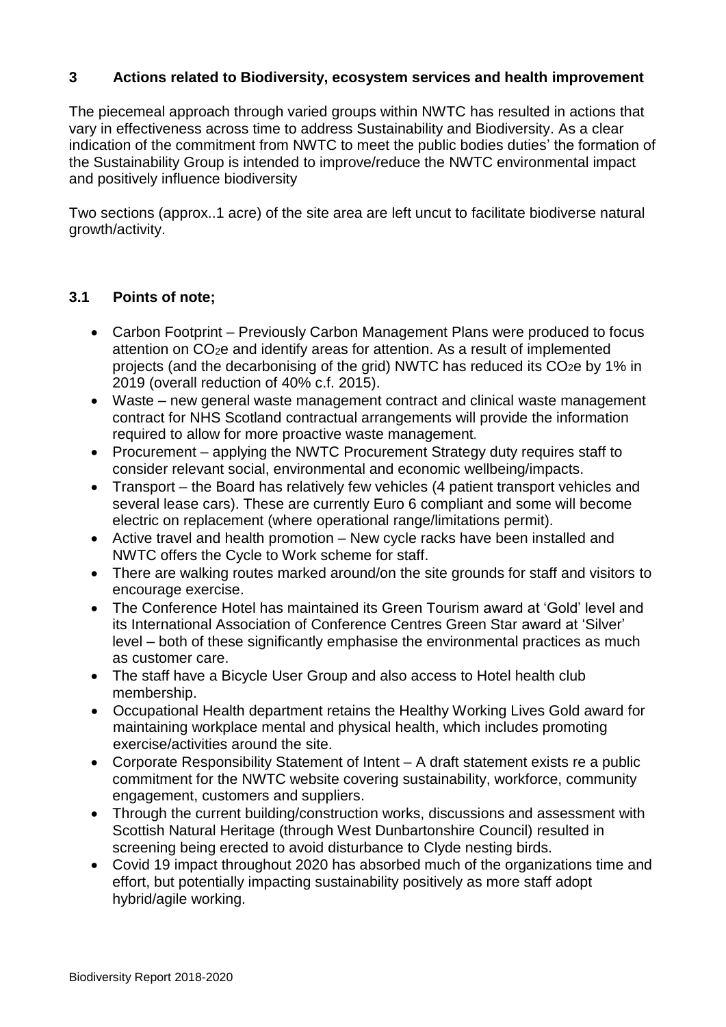## 3 Actions related to Biodiversity, ecosystem services and health improvement

The piecemeal approach through varied groups within NWTC has resulted in actions that vary in effectiveness across time to address Sustainability and Biodiversity. As a clear indication of the commitment from NWTC to meet the public bodies duties' the formation of the Sustainability Group is intended to improve/reduce the NWTC environmental impact and positively influence biodiversity

Two sections (approx..1 acre) of the site area are left uncut to facilitate biodiverse natural growth/activity.

### 3.1 Points of note;

- Carbon Footprint – Previously Carbon Management Plans were produced to focus attention on $CO_2e$ and identify areas for attention. As a result of implemented projects (and the decarbonising of the grid) NWTC has reduced its $CO_2e$ by 1% in 2019 (overall reduction of 40% c.f. 2015).
- Waste – new general waste management contract and clinical waste management contract for NHS Scotland contractual arrangements will provide the information required to allow for more proactive waste management.
- Procurement – applying the NWTC Procurement Strategy duty requires staff to consider relevant social, environmental and economic wellbeing/impacts.
- Transport – the Board has relatively few vehicles (4 patient transport vehicles and several lease cars). These are currently Euro 6 compliant and some will become electric on replacement (where operational range/limitations permit).
- Active travel and health promotion – New cycle racks have been installed and NWTC offers the Cycle to Work scheme for staff.
- There are walking routes marked around/on the site grounds for staff and visitors to encourage exercise.
- The Conference Hotel has maintained its Green Tourism award at 'Gold' level and its International Association of Conference Centres Green Star award at 'Silver' level – both of these significantly emphasise the environmental practices as much as customer care.
- The staff have a Bicycle User Group and also access to Hotel health club membership.
- Occupational Health department retains the Healthy Working Lives Gold award for maintaining workplace mental and physical health, which includes promoting exercise/activities around the site.
- Corporate Responsibility Statement of Intent – A draft statement exists re a public commitment for the NWTC website covering sustainability, workforce, community engagement, customers and suppliers.
- Through the current building/construction works, discussions and assessment with Scottish Natural Heritage (through West Dunbartonshire Council) resulted in screening being erected to avoid disturbance to Clyde nesting birds.
- Covid 19 impact throughout 2020 has absorbed much of the organizations time and effort, but potentially impacting sustainability positively as more staff adopt hybrid/agile working.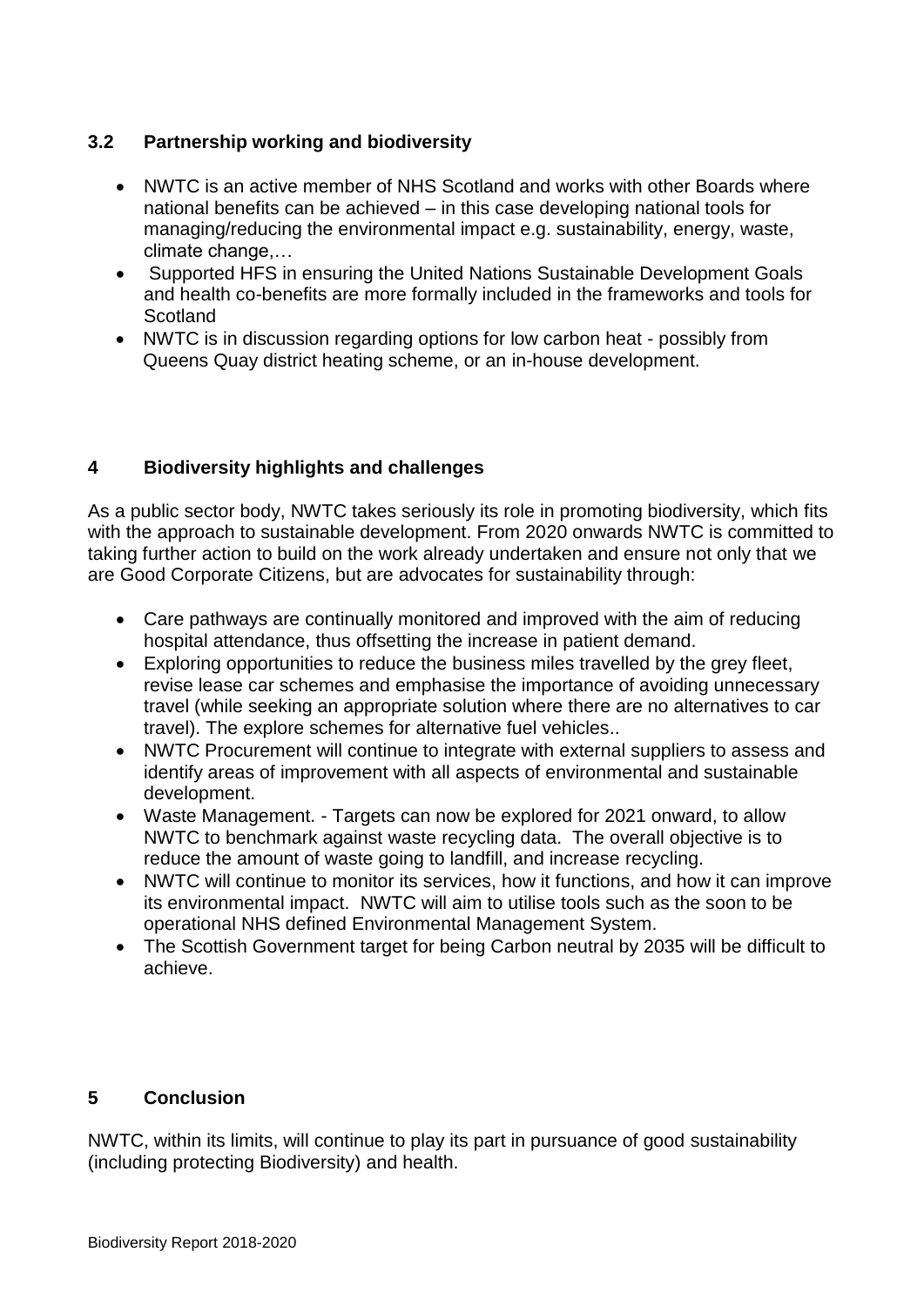## 3.2 Partnership working and biodiversity

- NWTC is an active member of NHS Scotland and works with other Boards where national benefits can be achieved – in this case developing national tools for managing/reducing the environmental impact e.g. sustainability, energy, waste, climate change,…
- Supported HFS in ensuring the United Nations Sustainable Development Goals and health co-benefits are more formally included in the frameworks and tools for Scotland
- NWTC is in discussion regarding options for low carbon heat - possibly from Queens Quay district heating scheme, or an in-house development.

## 4 Biodiversity highlights and challenges

As a public sector body, NWTC takes seriously its role in promoting biodiversity, which fits with the approach to sustainable development. From 2020 onwards NWTC is committed to taking further action to build on the work already undertaken and ensure not only that we are Good Corporate Citizens, but are advocates for sustainability through:

- Care pathways are continually monitored and improved with the aim of reducing hospital attendance, thus offsetting the increase in patient demand.
- Exploring opportunities to reduce the business miles travelled by the grey fleet, revise lease car schemes and emphasise the importance of avoiding unnecessary travel (while seeking an appropriate solution where there are no alternatives to car travel). The explore schemes for alternative fuel vehicles..
- NWTC Procurement will continue to integrate with external suppliers to assess and identify areas of improvement with all aspects of environmental and sustainable development.
- Waste Management. - Targets can now be explored for 2021 onward, to allow NWTC to benchmark against waste recycling data. The overall objective is to reduce the amount of waste going to landfill, and increase recycling.
- NWTC will continue to monitor its services, how it functions, and how it can improve its environmental impact. NWTC will aim to utilise tools such as the soon to be operational NHS defined Environmental Management System.
- The Scottish Government target for being Carbon neutral by 2035 will be difficult to achieve.

## 5 Conclusion

NWTC, within its limits, will continue to play its part in pursuance of good sustainability (including protecting Biodiversity) and health.